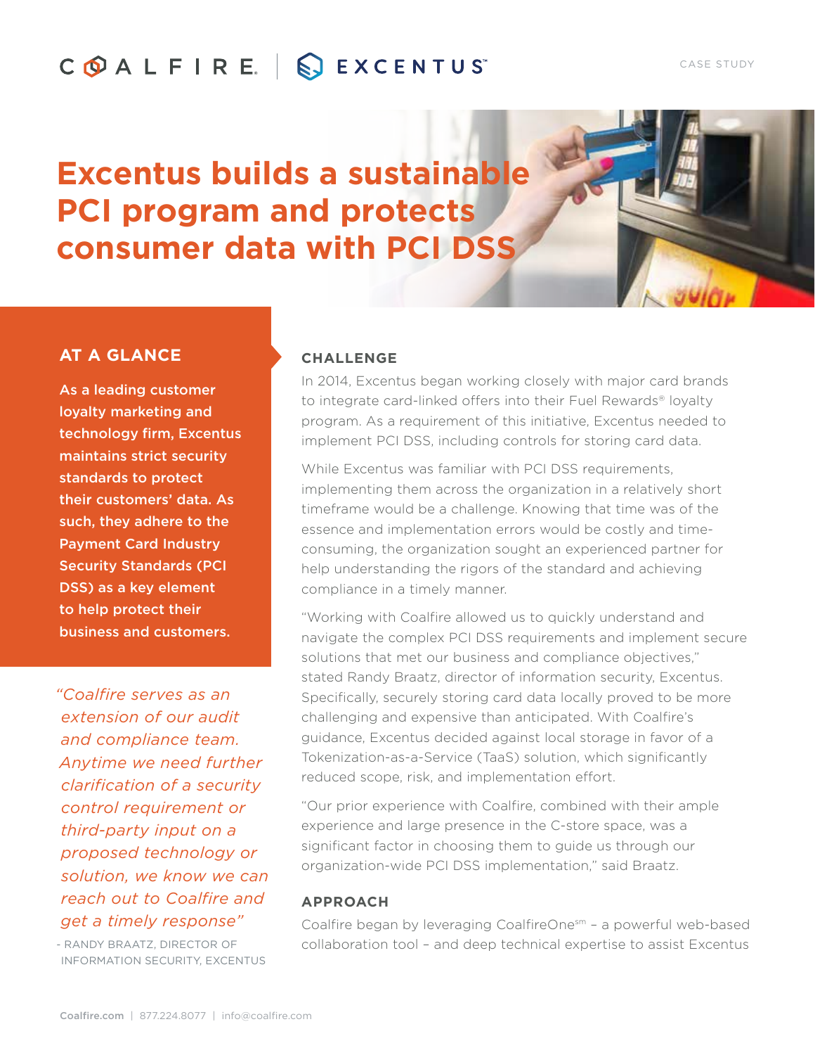COALFIRE | EXCENTUS™

CASE STUDY

# Excentus builds a sustainable PCI program and protects consumer data with PCI DSS

## AT A GLANCE

**As a leading customer loyalty marketing and technology firm, Excentus maintains strict security standards to protect their customers' data. As such, they adhere to the Payment Card Industry Security Standards (PCI DSS) as a key element to help protect their business and customers.**

*"Coalfire serves as an extension of our audit and compliance team. Anytime we need further clarification of a security control requirement or third-party input on a proposed technology or solution, we know we can reach out to Coalfire and get a timely response"*

- RANDY BRAATZ, DIRECTOR OF INFORMATION SECURITY, EXCENTUS

## CHALLENGE

In 2014, Excentus began working closely with major card brands to integrate card-linked offers into their Fuel Rewards® loyalty program. As a requirement of this initiative, Excentus needed to implement PCI DSS, including controls for storing card data.

While Excentus was familiar with PCI DSS requirements, implementing them across the organization in a relatively short timeframe would be a challenge. Knowing that time was of the essence and implementation errors would be costly and time-consuming, the organization sought an experienced partner for help understanding the rigors of the standard and achieving compliance in a timely manner.

"Working with Coalfire allowed us to quickly understand and navigate the complex PCI DSS requirements and implement secure solutions that met our business and compliance objectives," stated Randy Braatz, director of information security, Excentus. Specifically, securely storing card data locally proved to be more challenging and expensive than anticipated. With Coalfire's guidance, Excentus decided against local storage in favor of a Tokenization-as-a-Service (TaaS) solution, which significantly reduced scope, risk, and implementation effort.

"Our prior experience with Coalfire, combined with their ample experience and large presence in the C-store space, was a significant factor in choosing them to guide us through our organization-wide PCI DSS implementation," said Braatz.

## APPROACH

Coalfire began by leveraging CoalfireOne℠ – a powerful web-based collaboration tool – and deep technical expertise to assist Excentus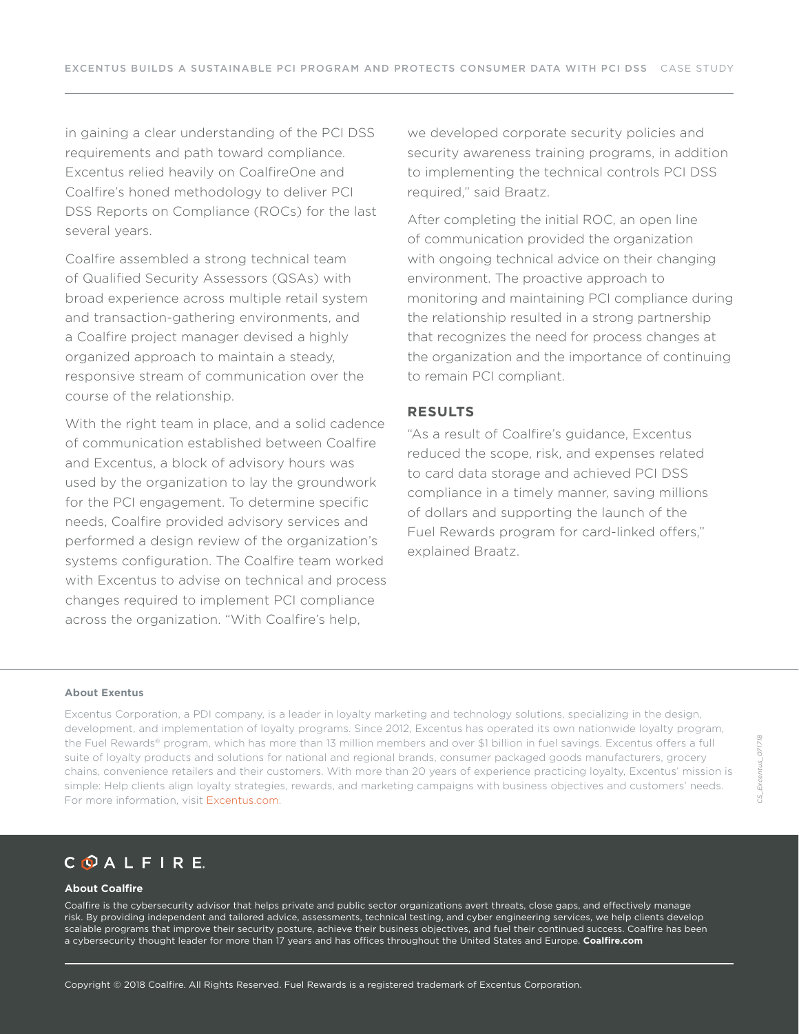in gaining a clear understanding of the PCI DSS requirements and path toward compliance. Excentus relied heavily on CoalfireOne and Coalfire's honed methodology to deliver PCI DSS Reports on Compliance (ROCs) for the last several years.

Coalfire assembled a strong technical team of Qualified Security Assessors (QSAs) with broad experience across multiple retail system and transaction-gathering environments, and a Coalfire project manager devised a highly organized approach to maintain a steady, responsive stream of communication over the course of the relationship.

With the right team in place, and a solid cadence of communication established between Coalfire and Excentus, a block of advisory hours was used by the organization to lay the groundwork for the PCI engagement. To determine specific needs, Coalfire provided advisory services and performed a design review of the organization's systems configuration. The Coalfire team worked with Excentus to advise on technical and process changes required to implement PCI compliance across the organization. "With Coalfire's help, we developed corporate security policies and security awareness training programs, in addition to implementing the technical controls PCI DSS required," said Braatz.

After completing the initial ROC, an open line of communication provided the organization with ongoing technical advice on their changing environment. The proactive approach to monitoring and maintaining PCI compliance during the relationship resulted in a strong partnership that recognizes the need for process changes at the organization and the importance of continuing to remain PCI compliant.

## RESULTS

"As a result of Coalfire's guidance, Excentus reduced the scope, risk, and expenses related to card data storage and achieved PCI DSS compliance in a timely manner, saving millions of dollars and supporting the launch of the Fuel Rewards program for card-linked offers," explained Braatz.

**About Exentus**

Excentus Corporation, a PDI company, is a leader in loyalty marketing and technology solutions, specializing in the design, development, and implementation of loyalty programs. Since 2012, Excentus has operated its own nationwide loyalty program, the Fuel Rewards® program, which has more than 13 million members and over $1 billion in fuel savings. Excentus offers a full suite of loyalty products and solutions for national and regional brands, consumer packaged goods manufacturers, grocery chains, convenience retailers and their customers. With more than 20 years of experience practicing loyalty, Excentus' mission is simple: Help clients align loyalty strategies, rewards, and marketing campaigns with business objectives and customers' needs. For more information, visit Excentus.com.

CS_Excentus_071718

COALFIRE.

**About Coalfire**

Coalfire is the cybersecurity advisor that helps private and public sector organizations avert threats, close gaps, and effectively manage risk. By providing independent and tailored advice, assessments, technical testing, and cyber engineering services, we help clients develop scalable programs that improve their security posture, achieve their business objectives, and fuel their continued success. Coalfire has been a cybersecurity thought leader for more than 17 years and has offices throughout the United States and Europe. **Coalfire.com**

Copyright © 2018 Coalfire. All Rights Reserved. Fuel Rewards is a registered trademark of Excentus Corporation.